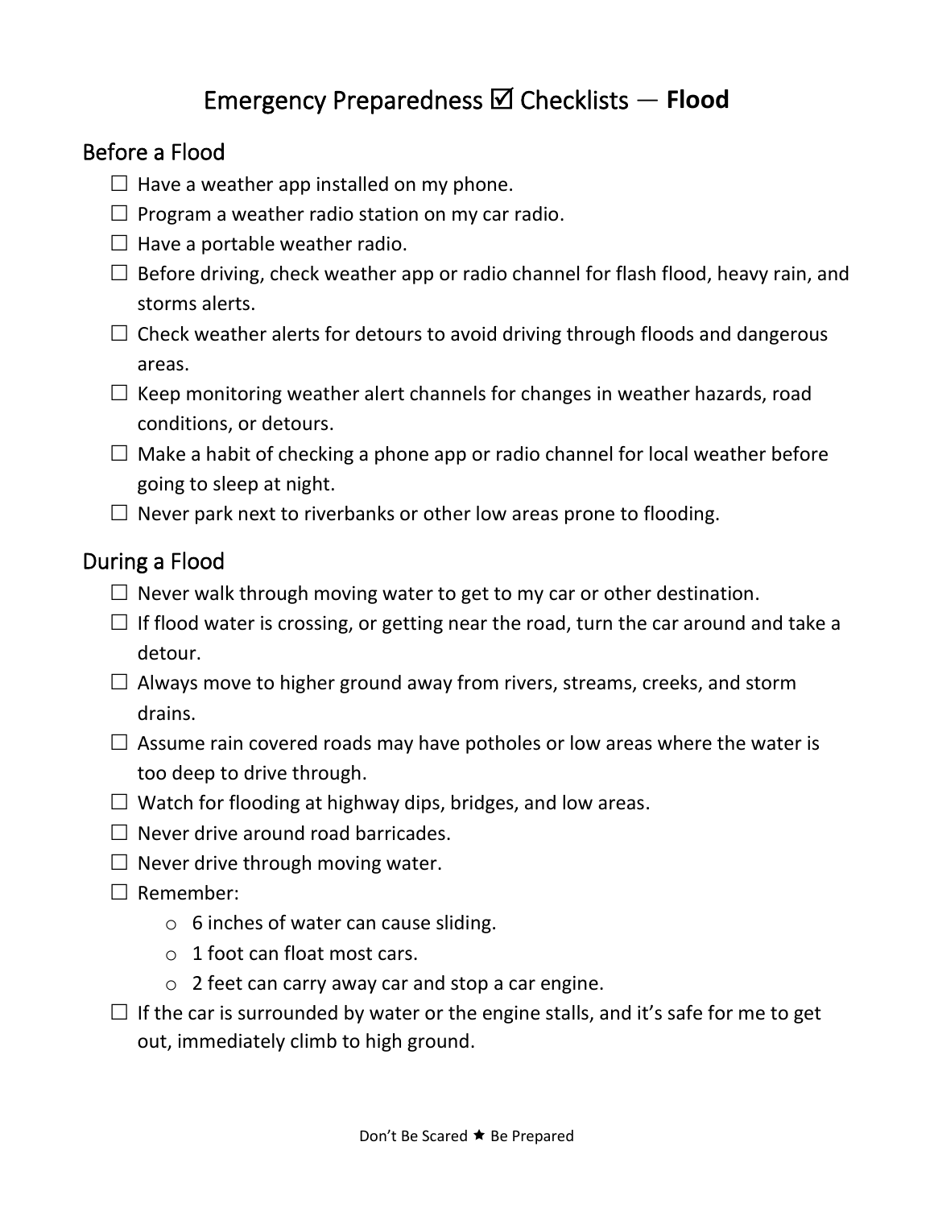# Emergency Preparedness ☑ Checklists — **Flood**

## Before a Flood

- ☐ Have a weather app installed on my phone.
- ☐ Program a weather radio station on my car radio.
- ☐ Have a portable weather radio.
- ☐ Before driving, check weather app or radio channel for flash flood, heavy rain, and storms alerts.
- ☐ Check weather alerts for detours to avoid driving through floods and dangerous areas.
- ☐ Keep monitoring weather alert channels for changes in weather hazards, road conditions, or detours.
- ☐ Make a habit of checking a phone app or radio channel for local weather before going to sleep at night.
- ☐ Never park next to riverbanks or other low areas prone to flooding.

## During a Flood

- ☐ Never walk through moving water to get to my car or other destination.
- ☐ If flood water is crossing, or getting near the road, turn the car around and take a detour.
- ☐ Always move to higher ground away from rivers, streams, creeks, and storm drains.
- ☐ Assume rain covered roads may have potholes or low areas where the water is too deep to drive through.
- ☐ Watch for flooding at highway dips, bridges, and low areas.
- ☐ Never drive around road barricades.
- ☐ Never drive through moving water.
- ☐ Remember:
  - 6 inches of water can cause sliding.
  - 1 foot can float most cars.
  - 2 feet can carry away car and stop a car engine.
- ☐ If the car is surrounded by water or the engine stalls, and it's safe for me to get out, immediately climb to high ground.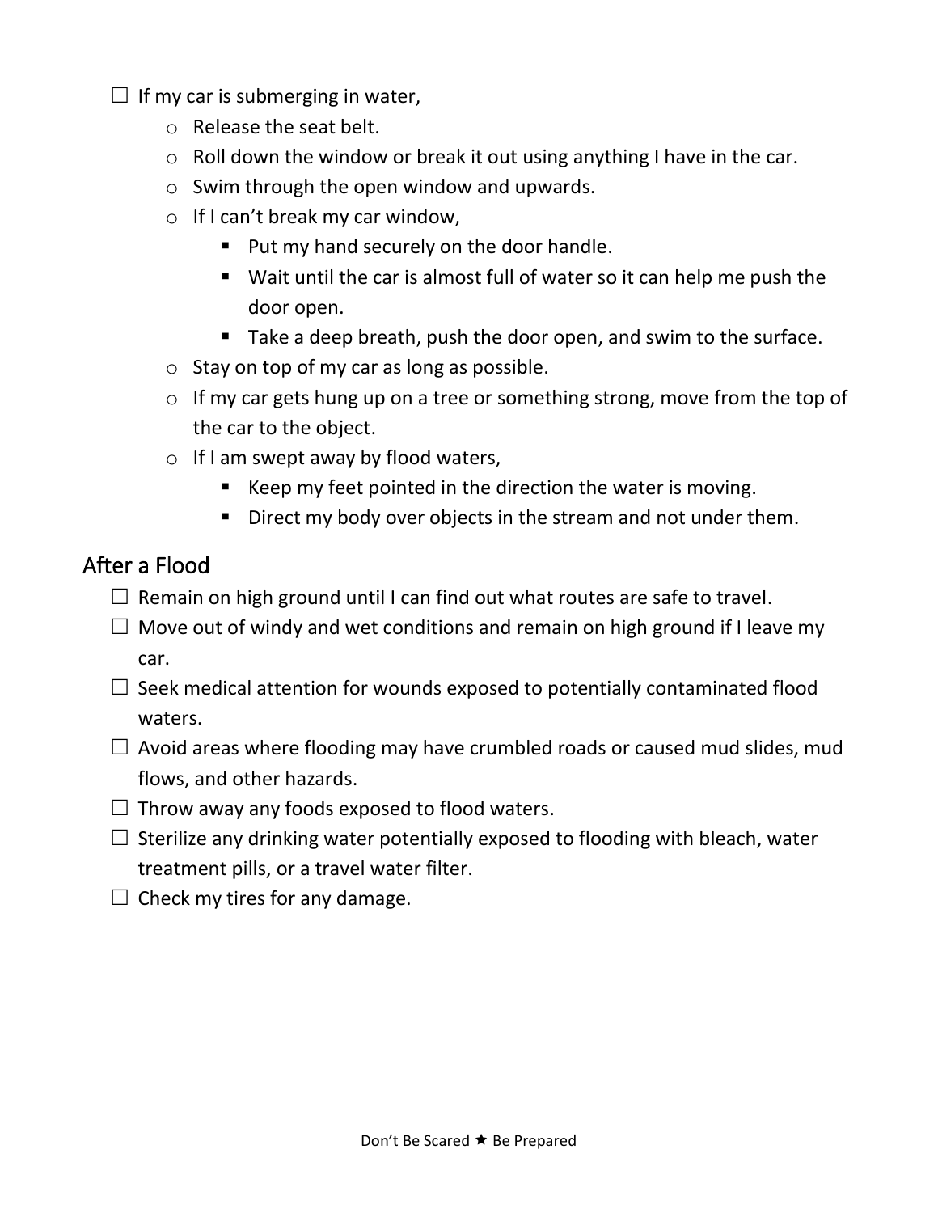- ☐ If my car is submerging in water,
  - Release the seat belt.
  - Roll down the window or break it out using anything I have in the car.
  - Swim through the open window and upwards.
  - If I can't break my car window,
    - Put my hand securely on the door handle.
    - Wait until the car is almost full of water so it can help me push the door open.
    - Take a deep breath, push the door open, and swim to the surface.
  - Stay on top of my car as long as possible.
  - If my car gets hung up on a tree or something strong, move from the top of the car to the object.
  - If I am swept away by flood waters,
    - Keep my feet pointed in the direction the water is moving.
    - Direct my body over objects in the stream and not under them.

## After a Flood

- ☐ Remain on high ground until I can find out what routes are safe to travel.
- ☐ Move out of windy and wet conditions and remain on high ground if I leave my car.
- ☐ Seek medical attention for wounds exposed to potentially contaminated flood waters.
- ☐ Avoid areas where flooding may have crumbled roads or caused mud slides, mud flows, and other hazards.
- ☐ Throw away any foods exposed to flood waters.
- ☐ Sterilize any drinking water potentially exposed to flooding with bleach, water treatment pills, or a travel water filter.
- ☐ Check my tires for any damage.